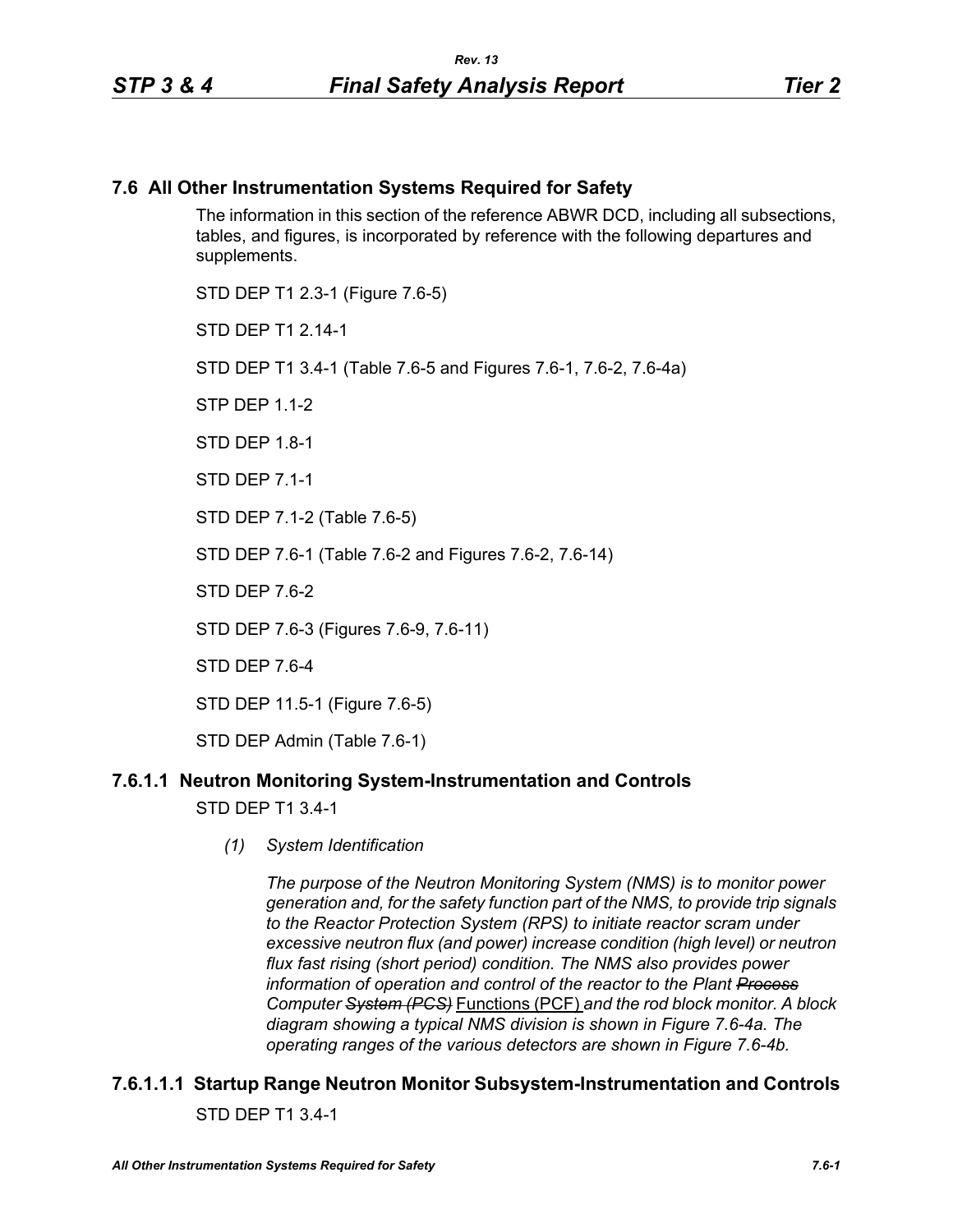## 7.6 All Other Instrumentation Systems Required for Safety

The information in this section of the reference ABWR DCD, including all subsections, tables, and figures, is incorporated by reference with the following departures and supplements.

STD DEP T1 2.3-1 (Figure 7.6-5)

STD DEP T1 2.14-1

STD DEP T1 3.4-1 (Table 7.6-5 and Figures 7.6-1, 7.6-2, 7.6-4a)

STP DEP 1.1-2

STD DEP 1.8-1

STD DEP 7.1-1

STD DEP 7.1-2 (Table 7.6-5)

STD DEP 7.6-1 (Table 7.6-2 and Figures 7.6-2, 7.6-14)

STD DEP 7.6-2

STD DEP 7.6-3 (Figures 7.6-9, 7.6-11)

STD DEP 7.6-4

STD DEP 11.5-1 (Figure 7.6-5)

STD DEP Admin (Table 7.6-1)

### 7.6.1.1 Neutron Monitoring System-Instrumentation and Controls

STD DEP T1 3.4-1

*(1) System Identification*

*The purpose of the Neutron Monitoring System (NMS) is to monitor power generation and, for the safety function part of the NMS, to provide trip signals to the Reactor Protection System (RPS) to initiate reactor scram under excessive neutron flux (and power) increase condition (high level) or neutron flux fast rising (short period) condition. The NMS also provides power information of operation and control of the reactor to the Plant ~~Process~~ Computer ~~System (PCS)~~* Functions (PCF) *and the rod block monitor. A block diagram showing a typical NMS division is shown in Figure 7.6-4a. The operating ranges of the various detectors are shown in Figure 7.6-4b.*

#### 7.6.1.1.1 Startup Range Neutron Monitor Subsystem-Instrumentation and Controls

STD DEP T1 3.4-1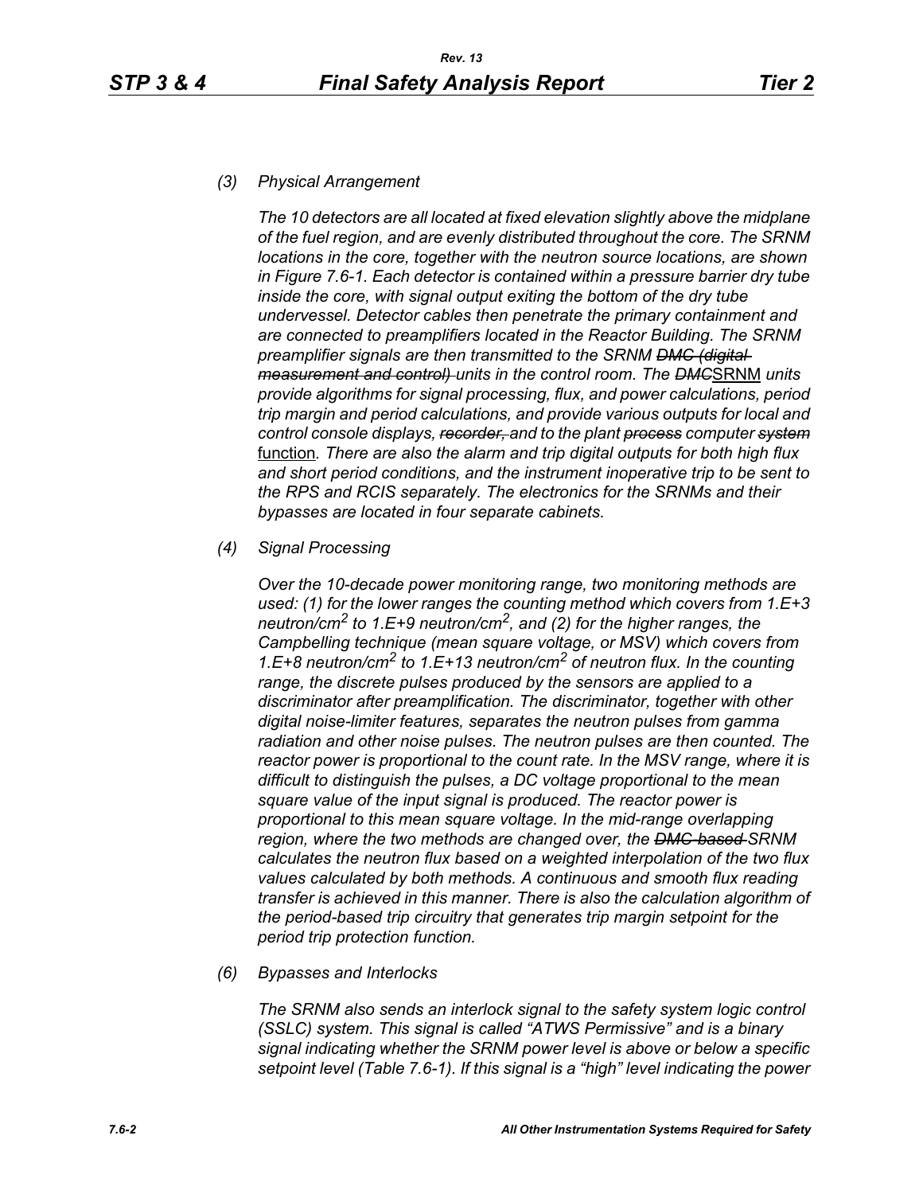*(3) Physical Arrangement*

*The 10 detectors are all located at fixed elevation slightly above the midplane of the fuel region, and are evenly distributed throughout the core. The SRNM locations in the core, together with the neutron source locations, are shown in Figure 7.6-1. Each detector is contained within a pressure barrier dry tube inside the core, with signal output exiting the bottom of the dry tube undervessel. Detector cables then penetrate the primary containment and are connected to preamplifiers located in the Reactor Building. The SRNM preamplifier signals are then transmitted to the SRNM ~~DMC (digital measurement and control)~~ units in the control room. The ~~DMC~~SRNM units provide algorithms for signal processing, flux, and power calculations, period trip margin and period calculations, and provide various outputs for local and control console displays, ~~recorder,~~ and to the plant ~~process~~ computer ~~system~~ function. There are also the alarm and trip digital outputs for both high flux and short period conditions, and the instrument inoperative trip to be sent to the RPS and RCIS separately. The electronics for the SRNMs and their bypasses are located in four separate cabinets.*

*(4) Signal Processing*

*Over the 10-decade power monitoring range, two monitoring methods are used: (1) for the lower ranges the counting method which covers from 1.E+3 neutron/cm$^2$ to 1.E+9 neutron/cm$^2$, and (2) for the higher ranges, the Campbelling technique (mean square voltage, or MSV) which covers from 1.E+8 neutron/cm$^2$ to 1.E+13 neutron/cm$^2$ of neutron flux. In the counting range, the discrete pulses produced by the sensors are applied to a discriminator after preamplification. The discriminator, together with other digital noise-limiter features, separates the neutron pulses from gamma radiation and other noise pulses. The neutron pulses are then counted. The reactor power is proportional to the count rate. In the MSV range, where it is difficult to distinguish the pulses, a DC voltage proportional to the mean square value of the input signal is produced. The reactor power is proportional to this mean square voltage. In the mid-range overlapping region, where the two methods are changed over, the ~~DMC-based~~ SRNM calculates the neutron flux based on a weighted interpolation of the two flux values calculated by both methods. A continuous and smooth flux reading transfer is achieved in this manner. There is also the calculation algorithm of the period-based trip circuitry that generates trip margin setpoint for the period trip protection function.*

*(6) Bypasses and Interlocks*

*The SRNM also sends an interlock signal to the safety system logic control (SSLC) system. This signal is called "ATWS Permissive" and is a binary signal indicating whether the SRNM power level is above or below a specific setpoint level (Table 7.6-1). If this signal is a "high" level indicating the power*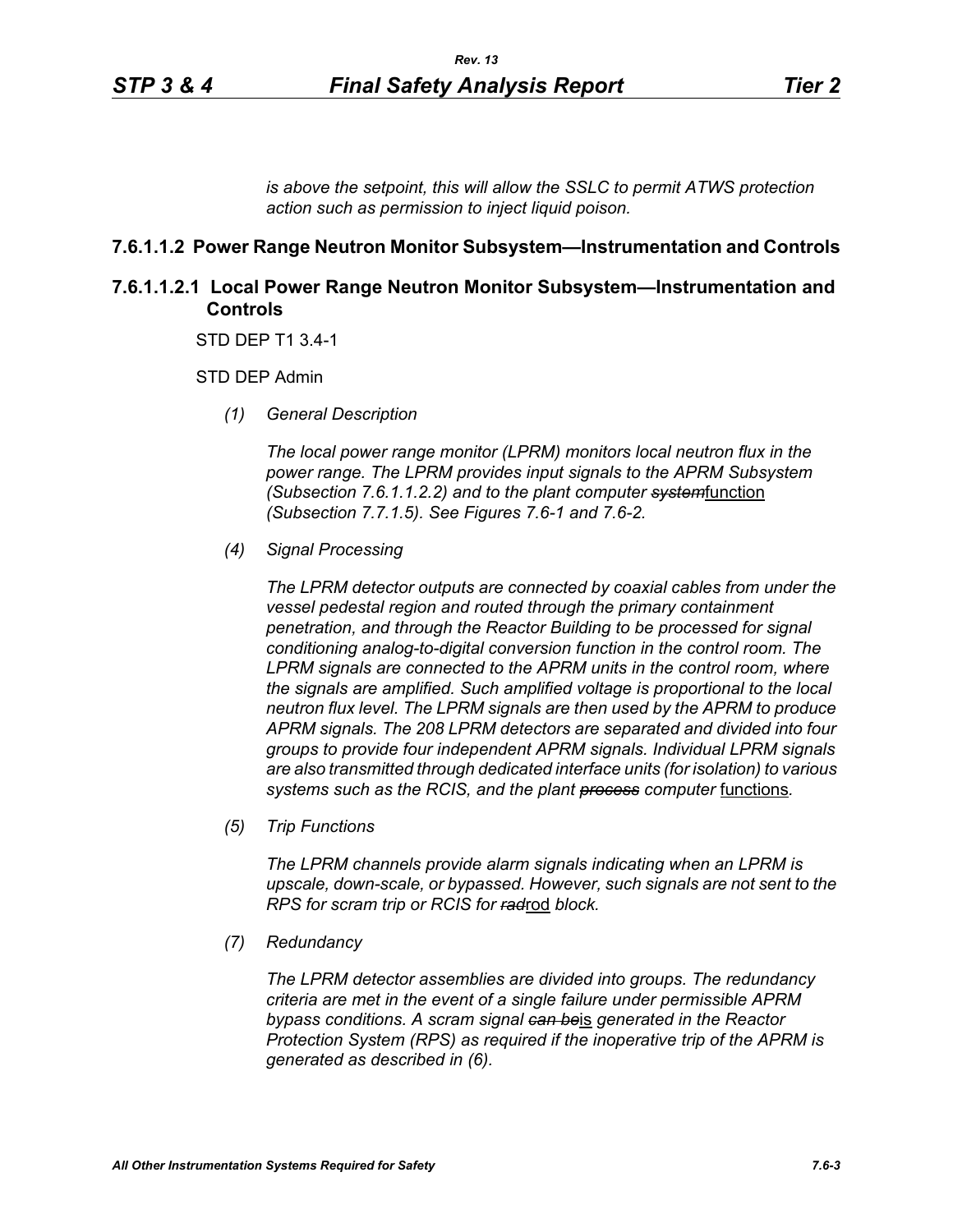*is above the setpoint, this will allow the SSLC to permit ATWS protection action such as permission to inject liquid poison.*

### 7.6.1.1.2 Power Range Neutron Monitor Subsystem—Instrumentation and Controls

### 7.6.1.1.2.1 Local Power Range Neutron Monitor Subsystem—Instrumentation and Controls

STD DEP T1 3.4-1

STD DEP Admin

*(1) General Description*

*The local power range monitor (LPRM) monitors local neutron flux in the power range. The LPRM provides input signals to the APRM Subsystem (Subsection 7.6.1.1.2.2) and to the plant computer* ~~*system*~~function *(Subsection 7.7.1.5). See Figures 7.6-1 and 7.6-2.*

*(4) Signal Processing*

*The LPRM detector outputs are connected by coaxial cables from under the vessel pedestal region and routed through the primary containment penetration, and through the Reactor Building to be processed for signal conditioning analog-to-digital conversion function in the control room. The LPRM signals are connected to the APRM units in the control room, where the signals are amplified. Such amplified voltage is proportional to the local neutron flux level. The LPRM signals are then used by the APRM to produce APRM signals. The 208 LPRM detectors are separated and divided into four groups to provide four independent APRM signals. Individual LPRM signals are also transmitted through dedicated interface units (for isolation) to various systems such as the RCIS, and the plant* ~~*process*~~ *computer* functions*.*

*(5) Trip Functions*

*The LPRM channels provide alarm signals indicating when an LPRM is upscale, down-scale, or bypassed. However, such signals are not sent to the RPS for scram trip or RCIS for* ~~*rad*~~rod *block.*

*(7) Redundancy*

*The LPRM detector assemblies are divided into groups. The redundancy criteria are met in the event of a single failure under permissible APRM bypass conditions. A scram signal* ~~*can be*~~is *generated in the Reactor Protection System (RPS) as required if the inoperative trip of the APRM is generated as described in (6).*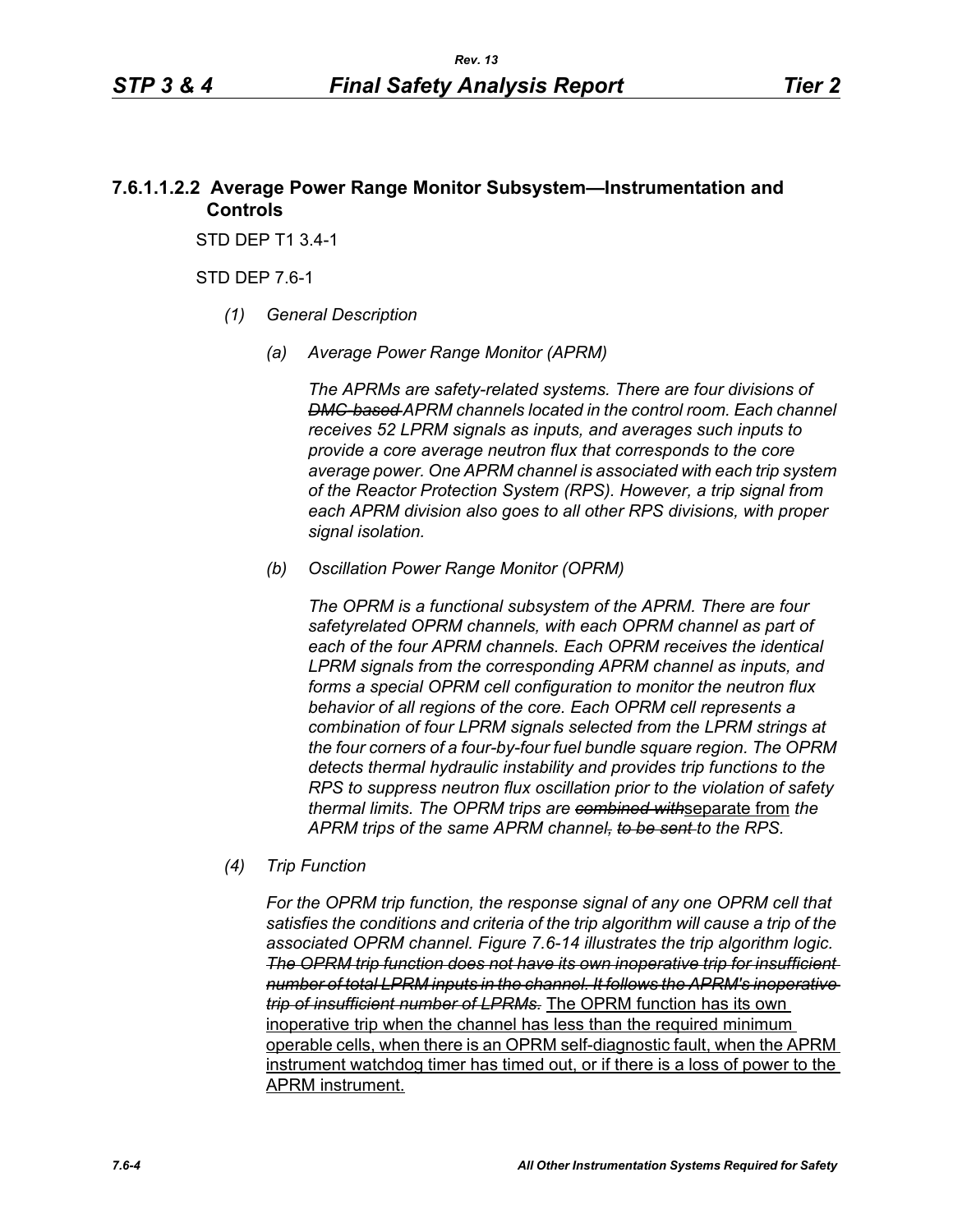### 7.6.1.1.2.2 Average Power Range Monitor Subsystem—Instrumentation and Controls

STD DEP T1 3.4-1

STD DEP 7.6-1

*(1) General Description*

*(a) Average Power Range Monitor (APRM)*

*The APRMs are safety-related systems. There are four divisions of ~~DMC-based~~ APRM channels located in the control room. Each channel receives 52 LPRM signals as inputs, and averages such inputs to provide a core average neutron flux that corresponds to the core average power. One APRM channel is associated with each trip system of the Reactor Protection System (RPS). However, a trip signal from each APRM division also goes to all other RPS divisions, with proper signal isolation.*

*(b) Oscillation Power Range Monitor (OPRM)*

*The OPRM is a functional subsystem of the APRM. There are four safetyrelated OPRM channels, with each OPRM channel as part of each of the four APRM channels. Each OPRM receives the identical LPRM signals from the corresponding APRM channel as inputs, and forms a special OPRM cell configuration to monitor the neutron flux behavior of all regions of the core. Each OPRM cell represents a combination of four LPRM signals selected from the LPRM strings at the four corners of a four-by-four fuel bundle square region. The OPRM detects thermal hydraulic instability and provides trip functions to the RPS to suppress neutron flux oscillation prior to the violation of safety thermal limits. The OPRM trips are ~~combined with~~*<u>separate from</u> *the APRM trips of the same APRM channel~~, to be sent~~ to the RPS.*

*(4) Trip Function*

*For the OPRM trip function, the response signal of any one OPRM cell that satisfies the conditions and criteria of the trip algorithm will cause a trip of the associated OPRM channel. Figure 7.6-14 illustrates the trip algorithm logic. ~~The OPRM trip function does not have its own inoperative trip for insufficient number of total LPRM inputs in the channel. It follows the APRM's inoperative trip of insufficient number of LPRMs.~~* <u>The OPRM function has its own inoperative trip when the channel has less than the required minimum operable cells, when there is an OPRM self-diagnostic fault, when the APRM instrument watchdog timer has timed out, or if there is a loss of power to the APRM instrument.</u>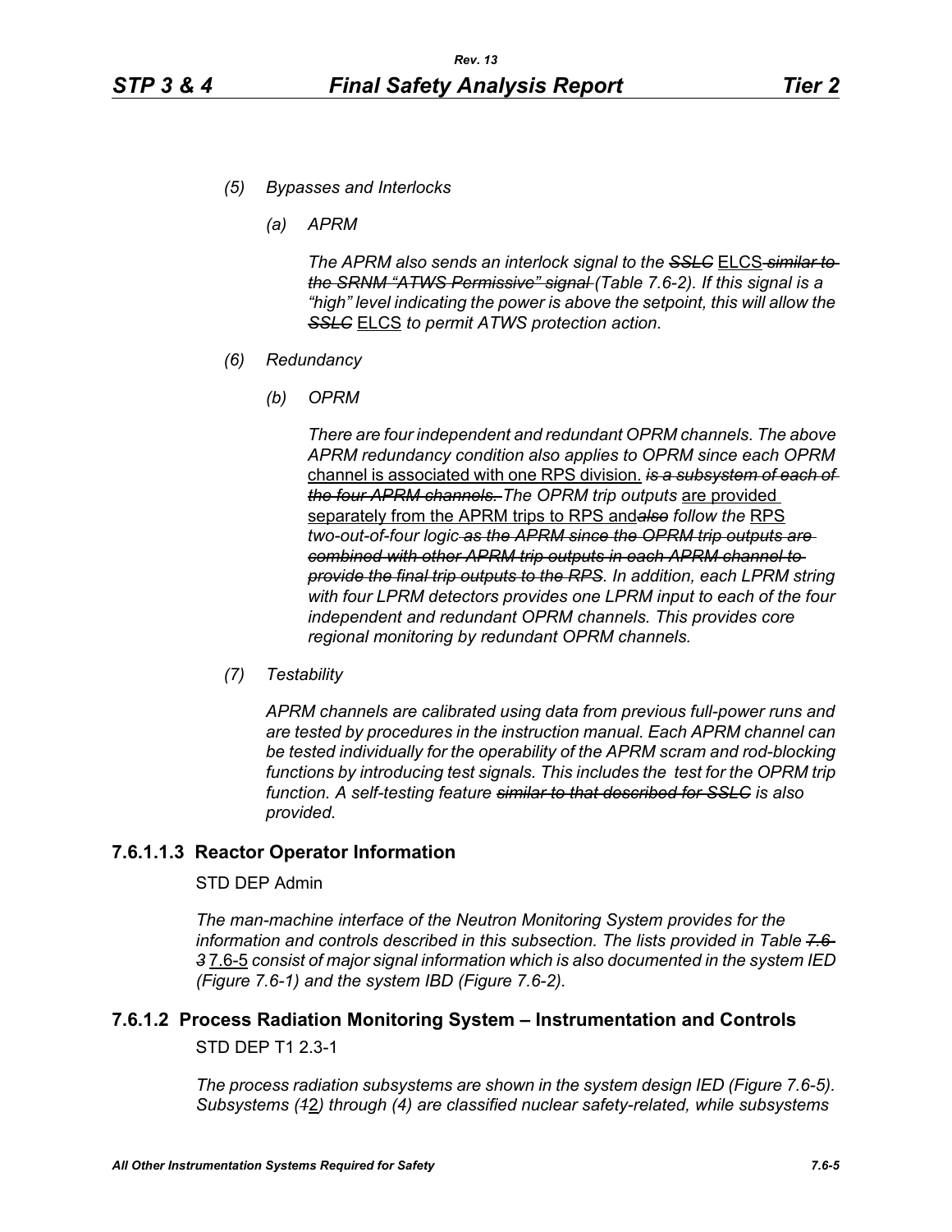*(5) Bypasses and Interlocks*

*(a) APRM*

*The APRM also sends an interlock signal to the ~~SSLC~~* <u>ELCS</u> *~~similar to the SRNM "ATWS Permissive" signal~~ (Table 7.6-2). If this signal is a "high" level indicating the power is above the setpoint, this will allow the ~~SSLC~~* <u>ELCS</u> *to permit ATWS protection action.*

*(6) Redundancy*

*(b) OPRM*

*There are four independent and redundant OPRM channels. The above APRM redundancy condition also applies to OPRM since each OPRM* <u>channel is associated with one RPS division.</u> *~~is a subsystem of each of the four APRM channels.~~ The OPRM trip outputs* <u>are provided separately from the APRM trips to RPS and</u>*~~also~~ follow the* <u>RPS</u> *two-out-of-four logic ~~as the APRM since the OPRM trip outputs are combined with other APRM trip outputs in each APRM channel to provide the final trip outputs to the RPS~~. In addition, each LPRM string with four LPRM detectors provides one LPRM input to each of the four independent and redundant OPRM channels. This provides core regional monitoring by redundant OPRM channels.*

*(7) Testability*

*APRM channels are calibrated using data from previous full-power runs and are tested by procedures in the instruction manual. Each APRM channel can be tested individually for the operability of the APRM scram and rod-blocking functions by introducing test signals. This includes the test for the OPRM trip function. A self-testing feature ~~similar to that described for SSLC~~ is also provided.*

### 7.6.1.1.3 Reactor Operator Information

STD DEP Admin

*The man-machine interface of the Neutron Monitoring System provides for the information and controls described in this subsection. The lists provided in Table ~~7.6-3~~* <u>7.6-5</u> *consist of major signal information which is also documented in the system IED (Figure 7.6-1) and the system IBD (Figure 7.6-2).*

## 7.6.1.2 Process Radiation Monitoring System – Instrumentation and Controls

STD DEP T1 2.3-1

*The process radiation subsystems are shown in the system design IED (Figure 7.6-5). Subsystems (~~1~~*<u>2</u>*) through (4) are classified nuclear safety-related, while subsystems*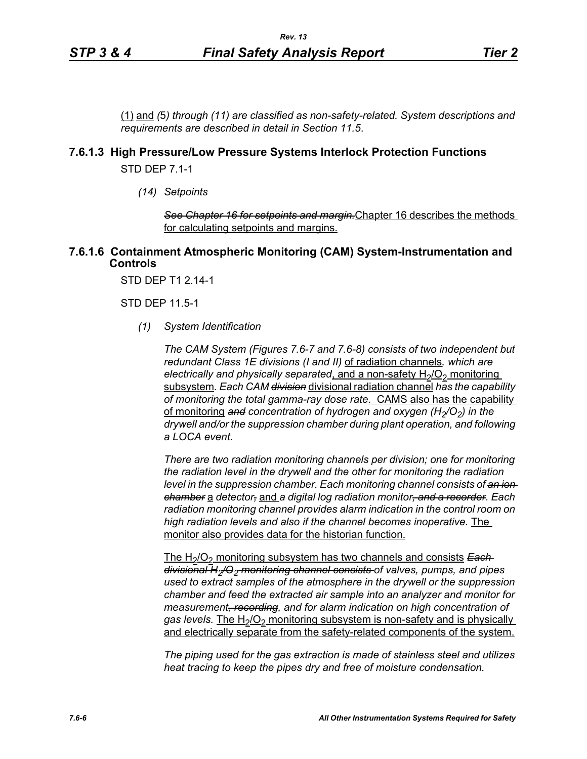(1) and *(5) through (11) are classified as non-safety-related. System descriptions and requirements are described in detail in Section 11.5*.

### 7.6.1.3 High Pressure/Low Pressure Systems Interlock Protection Functions

STD DEP 7.1-1

*(14) Setpoints*

~~*See Chapter 16 for setpoints and margin.*~~ Chapter 16 describes the methods for calculating setpoints and margins.

### 7.6.1.6 Containment Atmospheric Monitoring (CAM) System-Instrumentation and Controls

STD DEP T1 2.14-1

STD DEP 11.5-1

*(1) System Identification*

*The CAM System (Figures 7.6-7 and 7.6-8) consists of two independent but redundant Class 1E divisions (I and II)* of radiation channels*, which are electrically and physically separated*, and a non-safety $H_2/O_2$ monitoring subsystem*. Each CAM* ~~*division*~~ divisional radiation channel *has the capability of monitoring the total gamma-ray dose rate*. CAMS also has the capability of monitoring ~~*and*~~ *concentration of hydrogen and oxygen ($H_2/O_2$) in the drywell and/or the suppression chamber during plant operation, and following a LOCA event.*

*There are two radiation monitoring channels per division; one for monitoring the radiation level in the drywell and the other for monitoring the radiation level in the suppression chamber. Each monitoring channel consists of* ~~*an ion chamber*~~ a *detector*~~*,*~~ and *a digital log radiation monitor*~~*, and a recorder*~~*. Each radiation monitoring channel provides alarm indication in the control room on high radiation levels and also if the channel becomes inoperative.* The monitor also provides data for the historian function.

The $H_2/O_2$ monitoring subsystem has two channels and consists ~~*Each divisional $H_2/O_2$ monitoring channel consists*~~ *of valves, pumps, and pipes used to extract samples of the atmosphere in the drywell or the suppression chamber and feed the extracted air sample into an analyzer and monitor for measurement*~~*, recording*~~*, and for alarm indication on high concentration of gas levels.* The $H_2/O_2$ monitoring subsystem is non-safety and is physically and electrically separate from the safety-related components of the system.

*The piping used for the gas extraction is made of stainless steel and utilizes heat tracing to keep the pipes dry and free of moisture condensation.*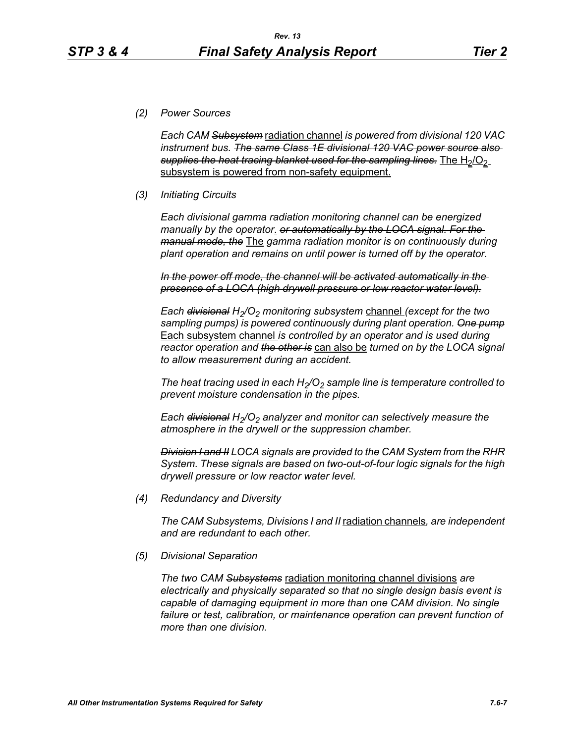*(2) Power Sources*

*Each CAM ~~Subsystem~~* radiation channel *is powered from divisional 120 VAC instrument bus. ~~The same Class 1E divisional 120 VAC power source also supplies the heat tracing blanket used for the sampling lines.~~* The $H_2/O_2$ subsystem is powered from non-safety equipment.

*(3) Initiating Circuits*

*Each divisional gamma radiation monitoring channel can be energized manually by the operator*. *~~or automatically by the LOCA signal. For the manual mode, the~~* The *gamma radiation monitor is on continuously during plant operation and remains on until power is turned off by the operator.*

*~~In the power off mode, the channel will be activated automatically in the presence of a LOCA (high drywell pressure or low reactor water level).~~*

*Each ~~divisional~~ $H_2/O_2$ monitoring subsystem* channel *(except for the two sampling pumps) is powered continuously during plant operation. ~~One pump~~* Each subsystem channel *is controlled by an operator and is used during reactor operation and ~~the other is~~* can also be *turned on by the LOCA signal to allow measurement during an accident.*

*The heat tracing used in each $H_2/O_2$ sample line is temperature controlled to prevent moisture condensation in the pipes.*

*Each ~~divisional~~ $H_2/O_2$ analyzer and monitor can selectively measure the atmosphere in the drywell or the suppression chamber.*

*~~Division I and II~~ LOCA signals are provided to the CAM System from the RHR System. These signals are based on two-out-of-four logic signals for the high drywell pressure or low reactor water level.*

*(4) Redundancy and Diversity*

*The CAM Subsystems, Divisions I and II* radiation channels*, are independent and are redundant to each other.*

*(5) Divisional Separation*

*The two CAM ~~Subsystems~~* radiation monitoring channel divisions *are electrically and physically separated so that no single design basis event is capable of damaging equipment in more than one CAM division. No single failure or test, calibration, or maintenance operation can prevent function of more than one division.*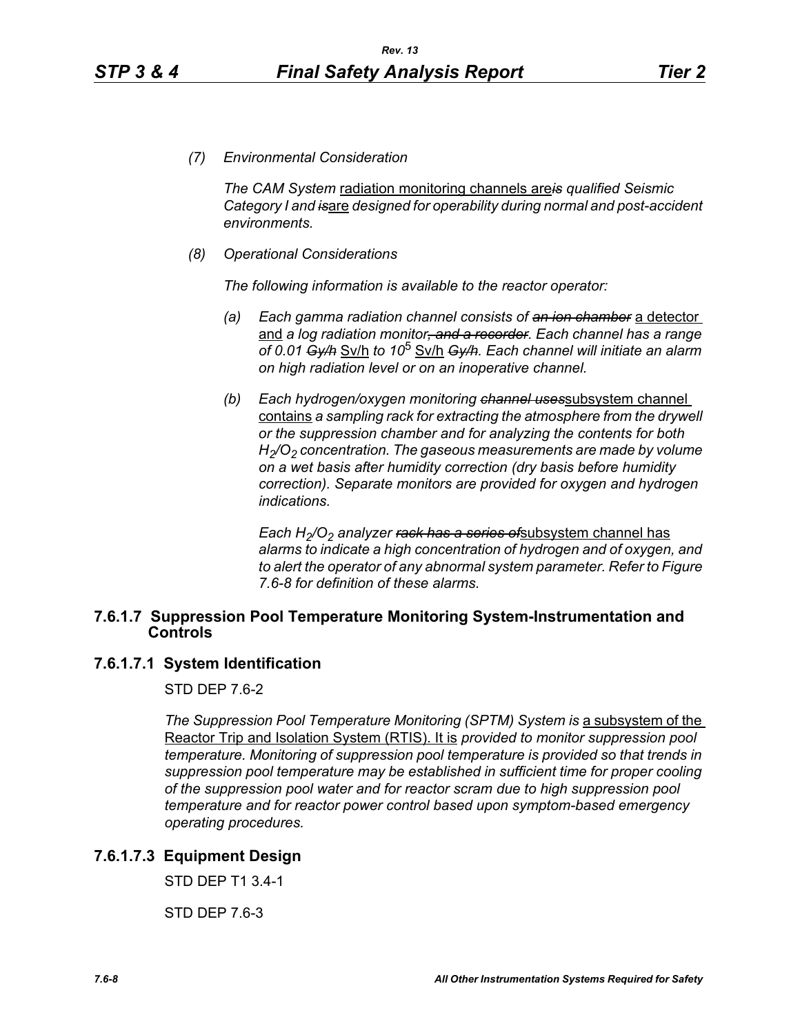*(7) Environmental Consideration*

*The CAM System* radiation monitoring channels are~~*is*~~ *qualified Seismic Category I and* ~~*is*~~are *designed for operability during normal and post-accident environments.*

*(8) Operational Considerations*

*The following information is available to the reactor operator:*

*(a) Each gamma radiation channel consists of* ~~*an ion chamber*~~ a detector and *a log radiation monitor*~~*, and a recorder*~~*. Each channel has a range of 0.01* ~~*Gy/h*~~ Sv/h *to* $10^5$ Sv/h ~~*Gy/h*~~*. Each channel will initiate an alarm on high radiation level or on an inoperative channel.*

*(b) Each hydrogen/oxygen monitoring* ~~*channel uses*~~subsystem channel contains *a sampling rack for extracting the atmosphere from the drywell or the suppression chamber and for analyzing the contents for both* $H_2/O_2$ *concentration. The gaseous measurements are made by volume on a wet basis after humidity correction (dry basis before humidity correction). Separate monitors are provided for oxygen and hydrogen indications.*

*Each* $H_2/O_2$ *analyzer* ~~*rack has a series of*~~subsystem channel has *alarms to indicate a high concentration of hydrogen and of oxygen, and to alert the operator of any abnormal system parameter. Refer to Figure 7.6-8 for definition of these alarms.*

## 7.6.1.7 Suppression Pool Temperature Monitoring System-Instrumentation and Controls

### 7.6.1.7.1 System Identification

STD DEP 7.6-2

*The Suppression Pool Temperature Monitoring (SPTM) System is* a subsystem of the Reactor Trip and Isolation System (RTIS). It is *provided to monitor suppression pool temperature. Monitoring of suppression pool temperature is provided so that trends in suppression pool temperature may be established in sufficient time for proper cooling of the suppression pool water and for reactor scram due to high suppression pool temperature and for reactor power control based upon symptom-based emergency operating procedures.*

### 7.6.1.7.3 Equipment Design

STD DEP T1 3.4-1

STD DEP 7.6-3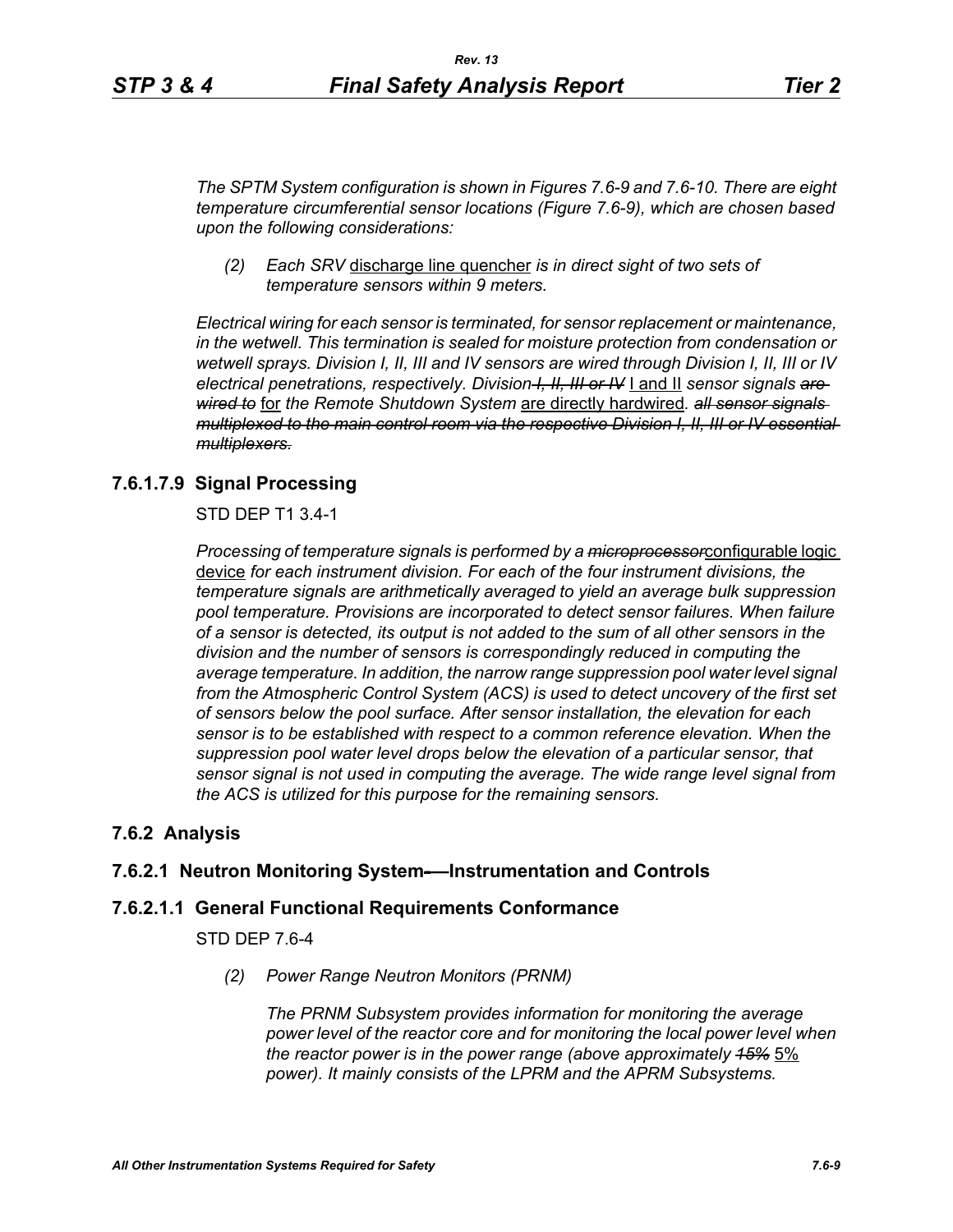*The SPTM System configuration is shown in Figures 7.6-9 and 7.6-10. There are eight temperature circumferential sensor locations (Figure 7.6-9), which are chosen based upon the following considerations:*

> *(2) Each SRV* discharge line quencher *is in direct sight of two sets of temperature sensors within 9 meters.*

*Electrical wiring for each sensor is terminated, for sensor replacement or maintenance, in the wetwell. This termination is sealed for moisture protection from condensation or wetwell sprays. Division I, II, III and IV sensors are wired through Division I, II, III or IV electrical penetrations, respectively. Division ~~I, II, III or IV~~* I and II *sensor signals ~~are wired to~~* for *the Remote Shutdown System* are directly hardwired*. ~~all sensor signals multiplexed to the main control room via the respective Division I, II, III or IV essential multiplexers.~~*

## 7.6.1.7.9 Signal Processing

STD DEP T1 3.4-1

*Processing of temperature signals is performed by a ~~microprocessor~~*configurable logic device *for each instrument division. For each of the four instrument divisions, the temperature signals are arithmetically averaged to yield an average bulk suppression pool temperature. Provisions are incorporated to detect sensor failures. When failure of a sensor is detected, its output is not added to the sum of all other sensors in the division and the number of sensors is correspondingly reduced in computing the average temperature. In addition, the narrow range suppression pool water level signal from the Atmospheric Control System (ACS) is used to detect uncovery of the first set of sensors below the pool surface. After sensor installation, the elevation for each sensor is to be established with respect to a common reference elevation. When the suppression pool water level drops below the elevation of a particular sensor, that sensor signal is not used in computing the average. The wide range level signal from the ACS is utilized for this purpose for the remaining sensors.*

## 7.6.2 Analysis

### 7.6.2.1 Neutron Monitoring System—Instrumentation and Controls

#### 7.6.2.1.1 General Functional Requirements Conformance

STD DEP 7.6-4

> *(2) Power Range Neutron Monitors (PRNM)*
>
> *The PRNM Subsystem provides information for monitoring the average power level of the reactor core and for monitoring the local power level when the reactor power is in the power range (above approximately ~~15%~~* 5% *power). It mainly consists of the LPRM and the APRM Subsystems.*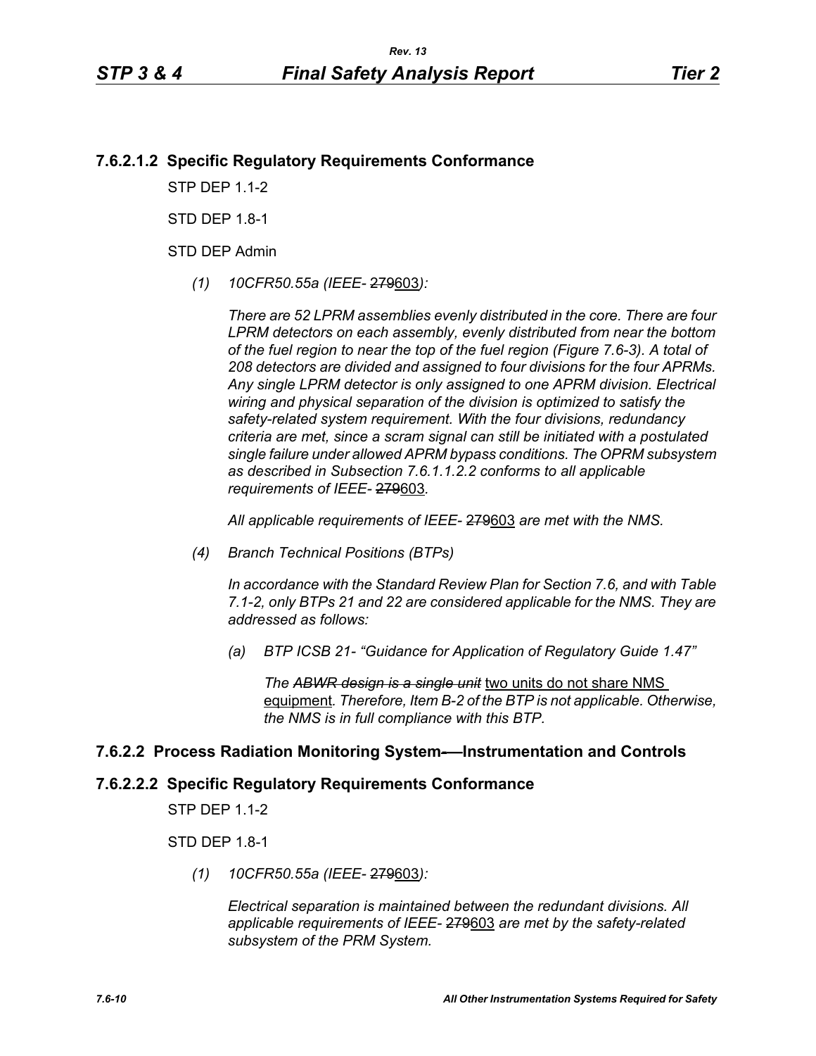### 7.6.2.1.2 Specific Regulatory Requirements Conformance

STP DEP 1.1-2

STD DEP 1.8-1

STD DEP Admin

*(1) 10CFR50.55a (IEEE- ~~279~~603):*

*There are 52 LPRM assemblies evenly distributed in the core. There are four LPRM detectors on each assembly, evenly distributed from near the bottom of the fuel region to near the top of the fuel region (Figure 7.6-3). A total of 208 detectors are divided and assigned to four divisions for the four APRMs. Any single LPRM detector is only assigned to one APRM division. Electrical wiring and physical separation of the division is optimized to satisfy the safety-related system requirement. With the four divisions, redundancy criteria are met, since a scram signal can still be initiated with a postulated single failure under allowed APRM bypass conditions. The OPRM subsystem as described in Subsection 7.6.1.1.2.2 conforms to all applicable requirements of IEEE- ~~279~~603.*

*All applicable requirements of IEEE- ~~279~~603 are met with the NMS.*

*(4) Branch Technical Positions (BTPs)*

*In accordance with the Standard Review Plan for Section 7.6, and with Table 7.1-2, only BTPs 21 and 22 are considered applicable for the NMS. They are addressed as follows:*

*(a) BTP ICSB 21- "Guidance for Application of Regulatory Guide 1.47"*

*The ~~ABWR design is a single unit~~* two units do not share NMS equipment*. Therefore, Item B-2 of the BTP is not applicable. Otherwise, the NMS is in full compliance with this BTP.*

### 7.6.2.2 Process Radiation Monitoring System—Instrumentation and Controls

### 7.6.2.2.2 Specific Regulatory Requirements Conformance

STP DEP 1.1-2

STD DEP 1.8-1

*(1) 10CFR50.55a (IEEE- ~~279~~603):*

*Electrical separation is maintained between the redundant divisions. All applicable requirements of IEEE- ~~279~~603 are met by the safety-related subsystem of the PRM System.*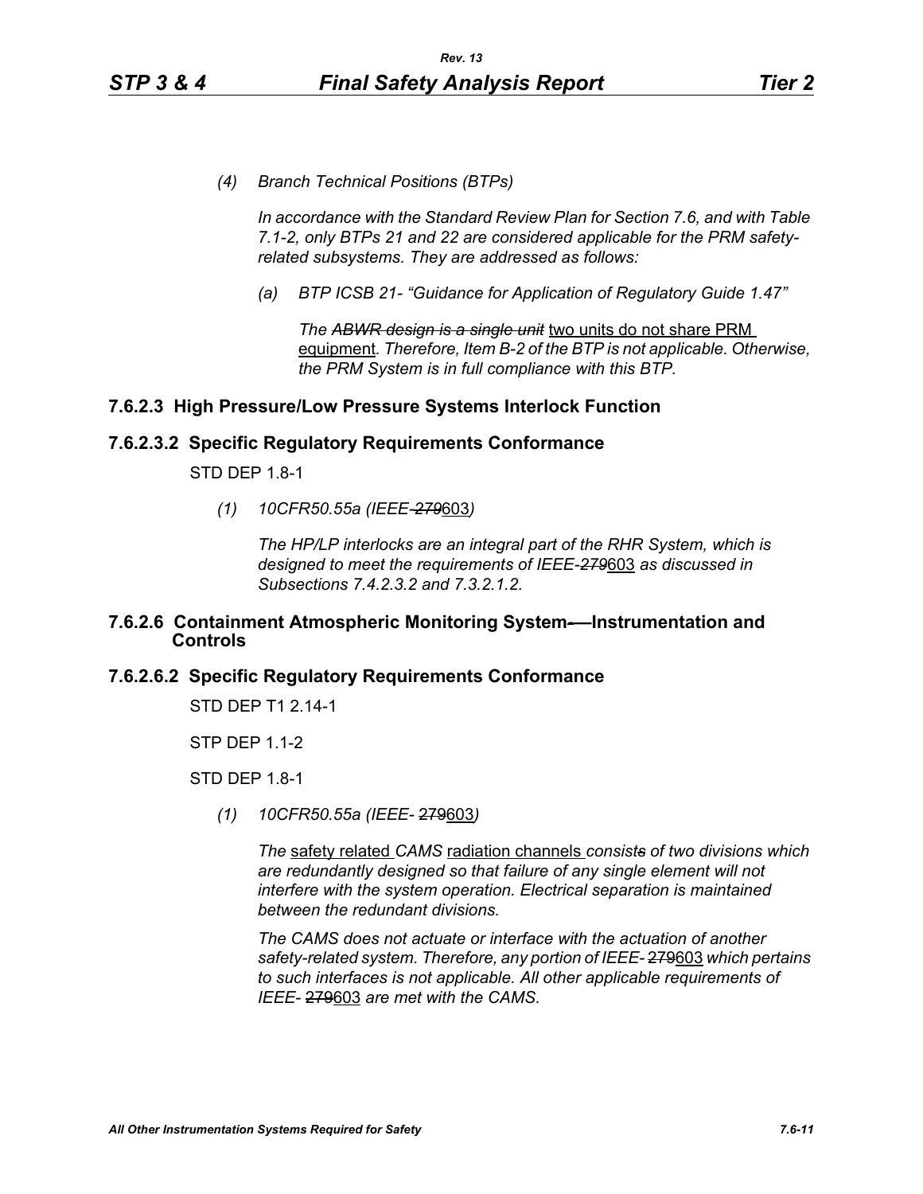*(4) Branch Technical Positions (BTPs)*

*In accordance with the Standard Review Plan for Section 7.6, and with Table 7.1-2, only BTPs 21 and 22 are considered applicable for the PRM safety-related subsystems. They are addressed as follows:*

*(a) BTP ICSB 21- "Guidance for Application of Regulatory Guide 1.47"*

*The ~~ABWR design is a single unit~~* two units do not share PRM equipment*. Therefore, Item B-2 of the BTP is not applicable. Otherwise, the PRM System is in full compliance with this BTP.*

## 7.6.2.3 High Pressure/Low Pressure Systems Interlock Function

### 7.6.2.3.2 Specific Regulatory Requirements Conformance

STD DEP 1.8-1

*(1) 10CFR50.55a (IEEE-~~279~~*603*)*

*The HP/LP interlocks are an integral part of the RHR System, which is designed to meet the requirements of IEEE-~~279~~*603 *as discussed in Subsections 7.4.2.3.2 and 7.3.2.1.2.*

## 7.6.2.6 Containment Atmospheric Monitoring System—Instrumentation and Controls

### 7.6.2.6.2 Specific Regulatory Requirements Conformance

STD DEP T1 2.14-1

STP DEP 1.1-2

STD DEP 1.8-1

*(1) 10CFR50.55a (IEEE-* ~~279~~603*)*

*The* safety related *CAMS* radiation channels *consist~~s~~ of two divisions which are redundantly designed so that failure of any single element will not interfere with the system operation. Electrical separation is maintained between the redundant divisions.*

*The CAMS does not actuate or interface with the actuation of another safety-related system. Therefore, any portion of IEEE-* ~~279~~603 *which pertains to such interfaces is not applicable. All other applicable requirements of IEEE-* ~~279~~603 *are met with the CAMS.*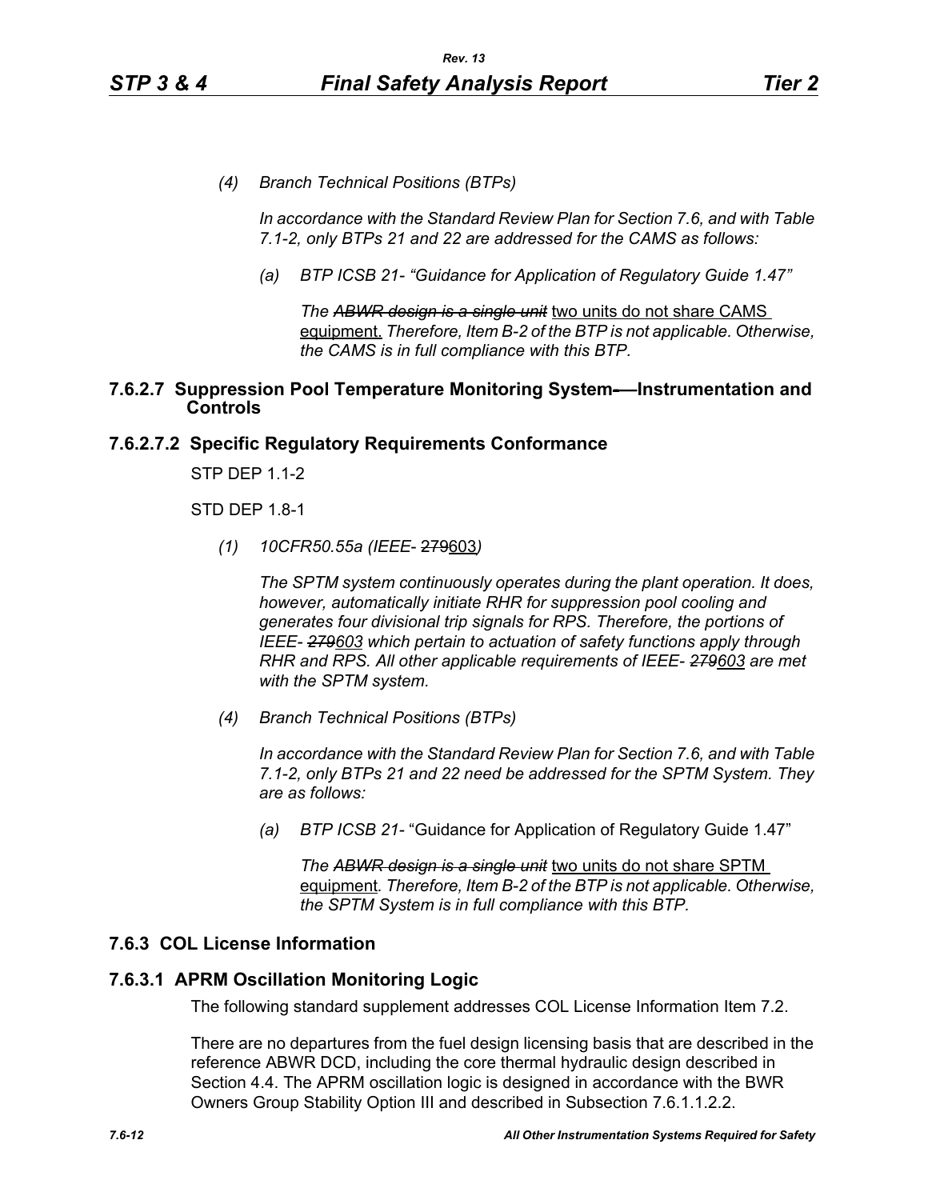*(4) Branch Technical Positions (BTPs)*

*In accordance with the Standard Review Plan for Section 7.6, and with Table 7.1-2, only BTPs 21 and 22 are addressed for the CAMS as follows:*

*(a) BTP ICSB 21- "Guidance for Application of Regulatory Guide 1.47"*

*The ~~ABWR design is a single unit~~* two units do not share CAMS equipment. *Therefore, Item B-2 of the BTP is not applicable. Otherwise, the CAMS is in full compliance with this BTP.*

### 7.6.2.7 Suppression Pool Temperature Monitoring System—Instrumentation and Controls

### 7.6.2.7.2 Specific Regulatory Requirements Conformance

STP DEP 1.1-2

STD DEP 1.8-1

*(1) 10CFR50.55a (IEEE- ~~279~~603)*

*The SPTM system continuously operates during the plant operation. It does, however, automatically initiate RHR for suppression pool cooling and generates four divisional trip signals for RPS. Therefore, the portions of IEEE- ~~279~~603 which pertain to actuation of safety functions apply through RHR and RPS. All other applicable requirements of IEEE- ~~279~~603 are met with the SPTM system.*

*(4) Branch Technical Positions (BTPs)*

*In accordance with the Standard Review Plan for Section 7.6, and with Table 7.1-2, only BTPs 21 and 22 need be addressed for the SPTM System. They are as follows:*

*(a) BTP ICSB 21-* "Guidance for Application of Regulatory Guide 1.47"

*The ~~ABWR design is a single unit~~* two units do not share SPTM equipment*. Therefore, Item B-2 of the BTP is not applicable. Otherwise, the SPTM System is in full compliance with this BTP.*

## 7.6.3 COL License Information

### 7.6.3.1 APRM Oscillation Monitoring Logic

The following standard supplement addresses COL License Information Item 7.2.

There are no departures from the fuel design licensing basis that are described in the reference ABWR DCD, including the core thermal hydraulic design described in Section 4.4. The APRM oscillation logic is designed in accordance with the BWR Owners Group Stability Option III and described in Subsection 7.6.1.1.2.2.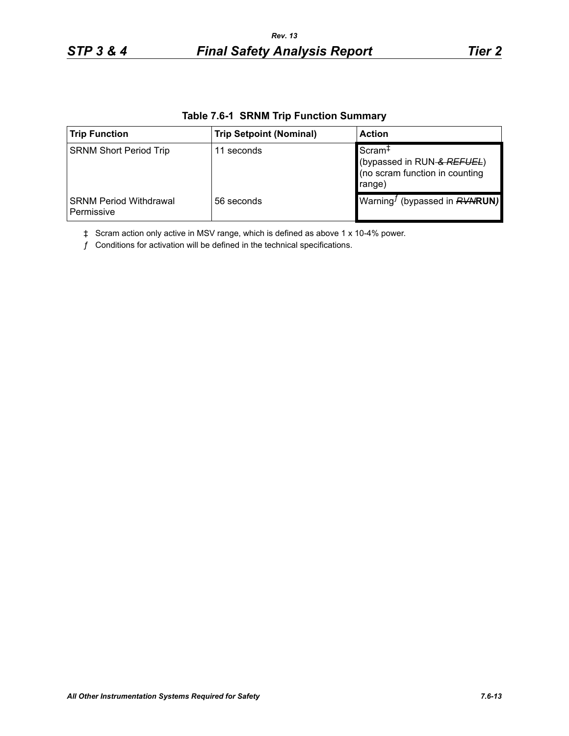**Table 7.6-1 SRNM Trip Function Summary**

| Trip Function | Trip Setpoint (Nominal) | Action |
|---|---|---|
| SRNM Short Period Trip | 11 seconds | Scram‡ (bypassed in RUN ~~& REFUEL~~) (no scram function in counting range) |
| SRNM Period Withdrawal Permissive | 56 seconds | Warning*ƒ* (bypassed in ~~RVN~~**RUN***)* |

‡ Scram action only active in MSV range, which is defined as above 1 x 10-4% power.

*ƒ* Conditions for activation will be defined in the technical specifications.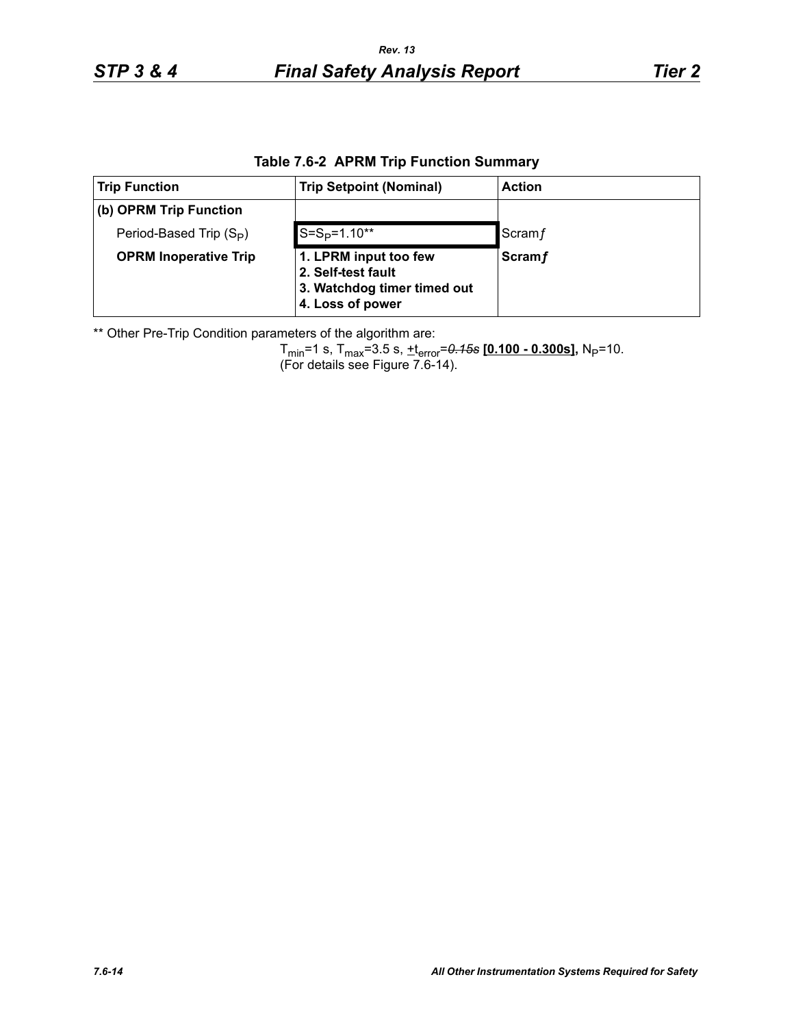**Table 7.6-2 APRM Trip Function Summary**

| Trip Function | Trip Setpoint (Nominal) | Action |
|---|---|---|
| **(b) OPRM Trip Function** | | |
| Period-Based Trip ($S_P$) | $S=S_P=1.10$** | Scram*f* |
| **OPRM Inoperative Trip** | **1. LPRM input too few**<br>**2. Self-test fault**<br>**3. Watchdog timer timed out**<br>**4. Loss of power** | **Scram*f*** |

** Other Pre-Trip Condition parameters of the algorithm are:

$T_{min}$=1 s, $T_{max}$=3.5 s, $\pm t_{error}$=~~*0.15s*~~ **[0.100 - 0.300s],** $N_P$=10.
(For details see Figure 7.6-14).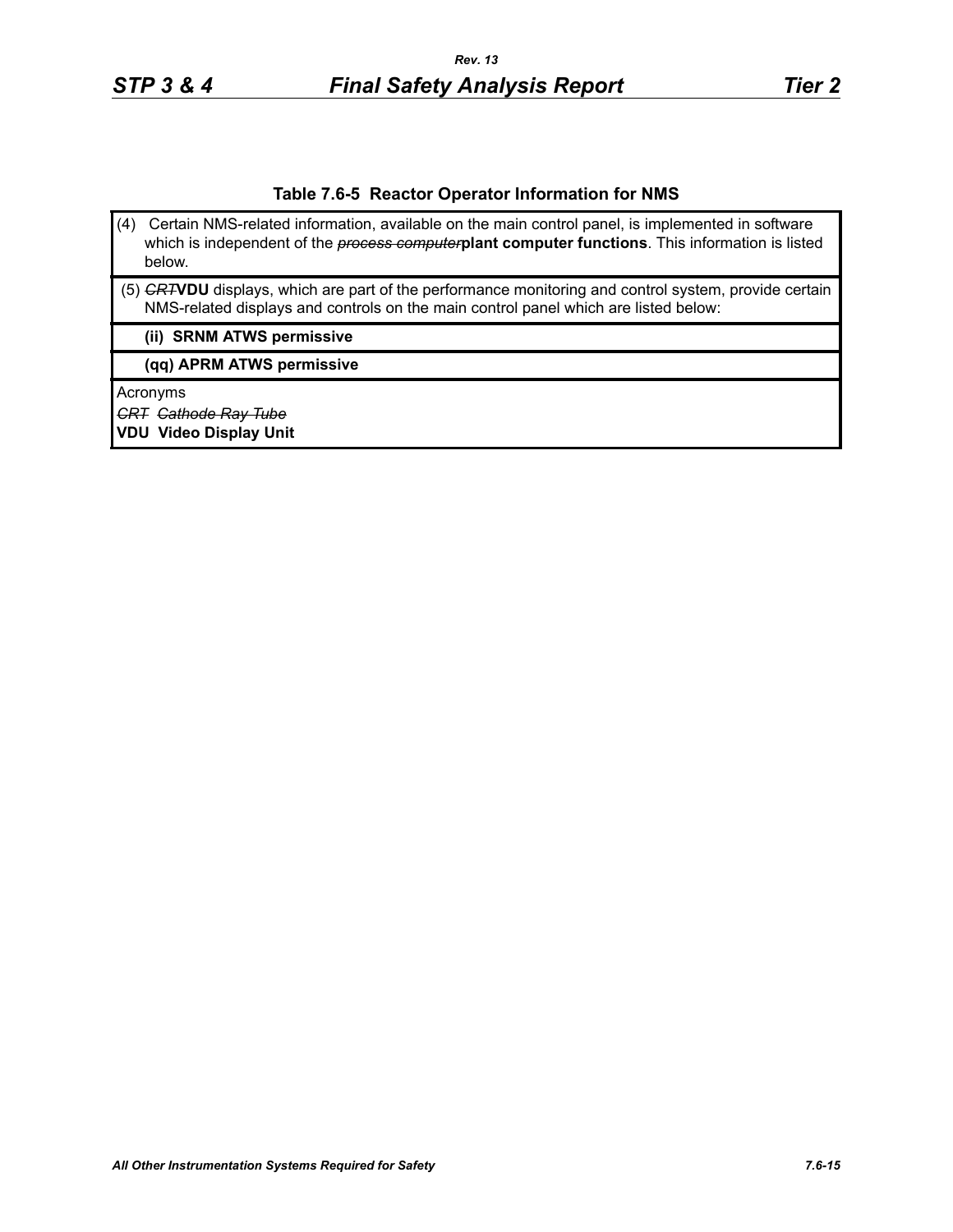## Table 7.6-5 Reactor Operator Information for NMS

| |
|---|
| (4) Certain NMS-related information, available on the main control panel, is implemented in software which is independent of the ~~*process computer*~~**plant computer functions**. This information is listed below. |
| (5) ~~*CRT*~~**VDU** displays, which are part of the performance monitoring and control system, provide certain NMS-related displays and controls on the main control panel which are listed below: |
| **(ii) SRNM ATWS permissive** |
| **(qq) APRM ATWS permissive** |
| Acronyms<br>~~*CRT Cathode Ray Tube*~~<br>**VDU Video Display Unit** |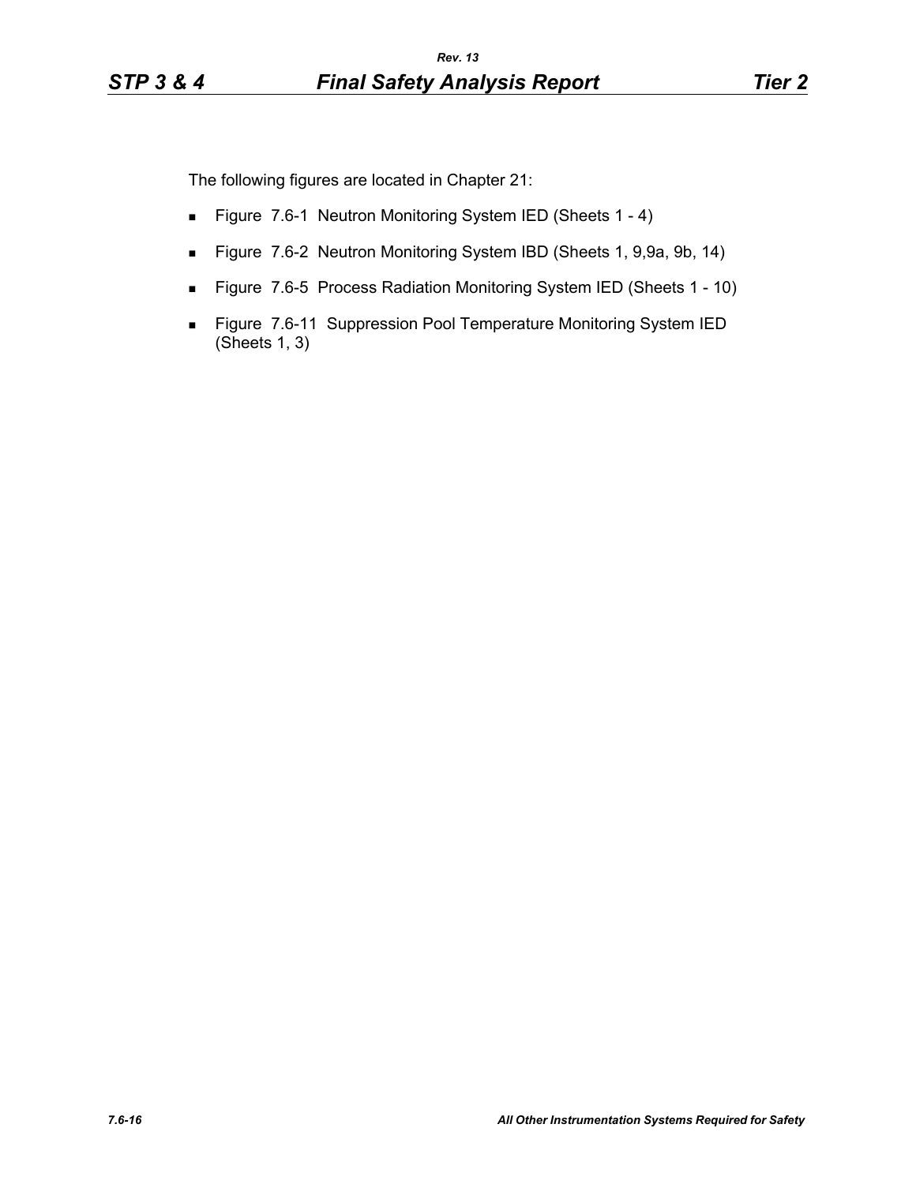The following figures are located in Chapter 21:

- Figure 7.6-1 Neutron Monitoring System IED (Sheets 1 - 4)
- Figure 7.6-2 Neutron Monitoring System IBD (Sheets 1, 9,9a, 9b, 14)
- Figure 7.6-5 Process Radiation Monitoring System IED (Sheets 1 - 10)
- Figure 7.6-11 Suppression Pool Temperature Monitoring System IED (Sheets 1, 3)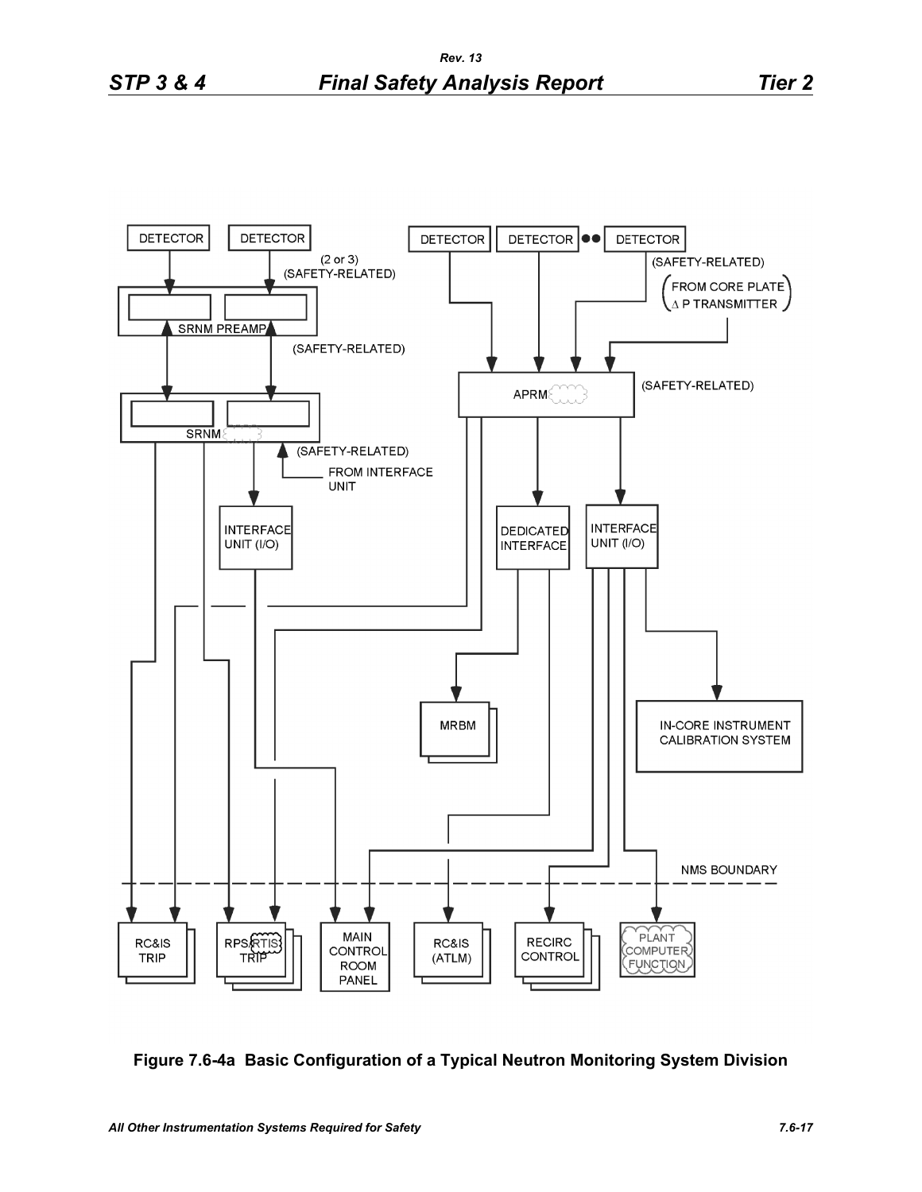DETECTOR

DETECTOR

(2 or 3)
(SAFETY-RELATED)

SRNM PREAMP

(SAFETY-RELATED)

SRNM

(SAFETY-RELATED)

FROM INTERFACE UNIT

INTERFACE UNIT (I/O)

DETECTOR

DETECTOR

DETECTOR

(SAFETY-RELATED)

(FROM CORE PLATE Δ P TRANSMITTER)

APRM

(SAFETY-RELATED)

DEDICATED INTERFACE

INTERFACE UNIT (I/O)

MRBM

IN-CORE INSTRUMENT CALIBRATION SYSTEM

NMS BOUNDARY

RC&IS TRIP

RPS/RTIS TRIP

MAIN CONTROL ROOM PANEL

RC&IS (ATLM)

RECIRC CONTROL

PLANT COMPUTER FUNCTION

**Figure 7.6-4a Basic Configuration of a Typical Neutron Monitoring System Division**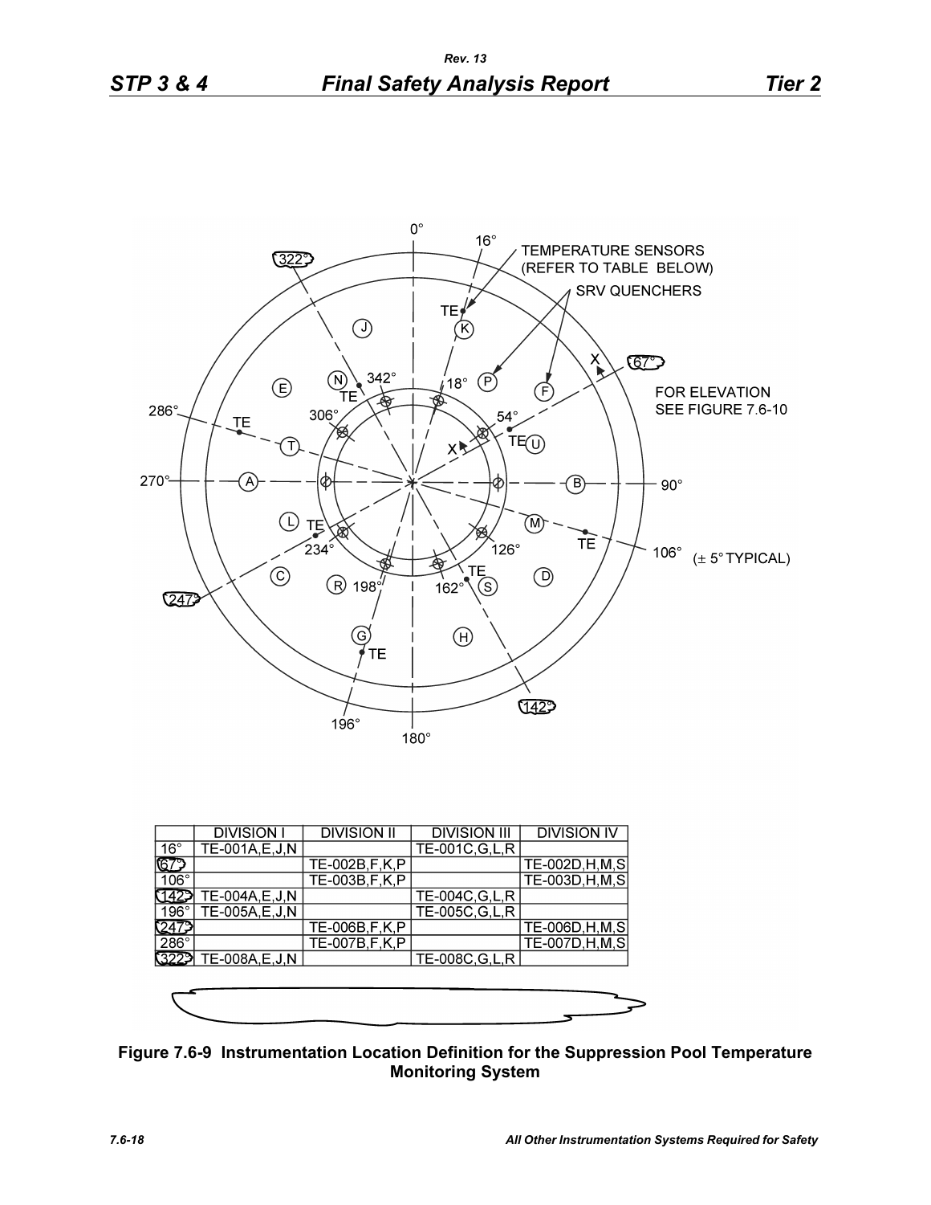| | DIVISION I | DIVISION II | DIVISION III | DIVISION IV |
|---|---|---|---|---|
| 16° | TE-001A,E,J,N | | TE-001C,G,L,R | |
| 67° | | TE-002B,F,K,P | | TE-002D,H,M,S |
| 106° | | TE-003B,F,K,P | | TE-003D,H,M,S |
| 142° | TE-004A,E,J,N | | TE-004C,G,L,R | |
| 196° | TE-005A,E,J,N | | TE-005C,G,L,R | |
| 247° | | TE-006B,F,K,P | | TE-006D,H,M,S |
| 286° | | TE-007B,F,K,P | | TE-007D,H,M,S |
| 322° | TE-008A,E,J,N | | TE-008C,G,L,R | |

**Figure 7.6-9 Instrumentation Location Definition for the Suppression Pool Temperature Monitoring System**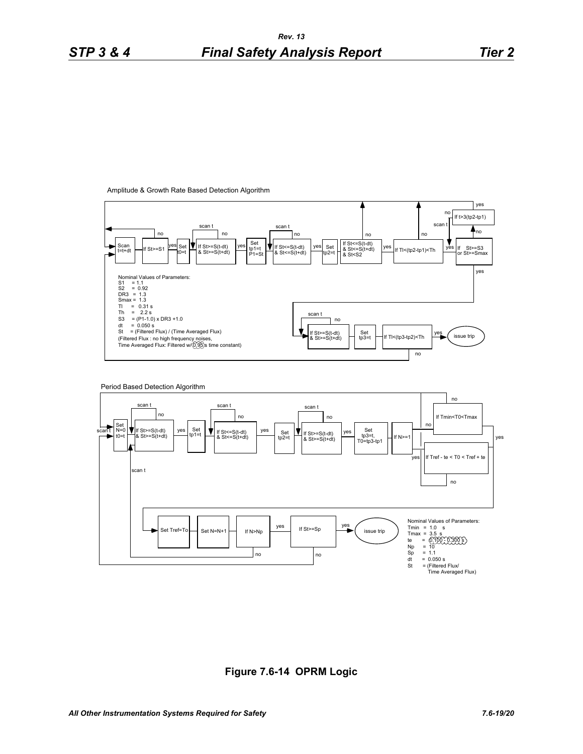Amplitude & Growth Rate Based Detection Algorithm

Scan t=t+dt

If St>=S1

Set t0=t

If St>=S(t-dt) & St>=S(t+dt)

Set tp1=t P1=St

If St<=S(t-dt) & St<=S(t+dt)

Set tp2=t

If St<=S(t-dt) & St<=S(t+dt) & St<S2

If Tl<(tp2-tp1)<Th

If St>=S3 or St>=Smax

If t>3(tp2-tp1)

If St>=S(t-dt) & St>=S(t+dt)

Set tp3=t

If Tl<(tp3-tp2)<Th

issue trip

yes

no

scan t

Nominal Values of Parameters:
S1 = 1.1
S2 = 0.92
DR3 = 1.3
Smax = 1.3
Tl = 0.31 s
Th = 2.2 s
S3 = (P1-1.0) x DR3 +1.0
dt = 0.050 s
St = (Filtered Flux) / (Time Averaged Flux)
(Filtered Flux : no high frequency noises,
Time Averaged Flux: Filtered w/ 0.95 s time constant)

Period Based Detection Algorithm

Set N=0 t0=t

If St>=S(t-dt) & St>=S(t+dt)

Set tp1=t

If St<=S(t-dt) & St<=S(t+dt)

Set tp2=t

If St>=S(t-dt) & St>=S(t+dt)

Set tp3=t, T0=tp3-tp1

If N>=1

If Tmin<T0<Tmax

If Tref - te < T0 < Tref + te

Set Tref=To

Set N=N+1

If N>Np

If St>=Sp

issue trip

yes

no

scan t

Nominal Values of Parameters:
Tmin = 1.0 s
Tmax = 3.5 s
te = 0.100 - 0.300 s
Np = 10
Sp = 1.1
dt = 0.050 s
St = (Filtered Flux/ Time Averaged Flux)

**Figure 7.6-14 OPRM Logic**